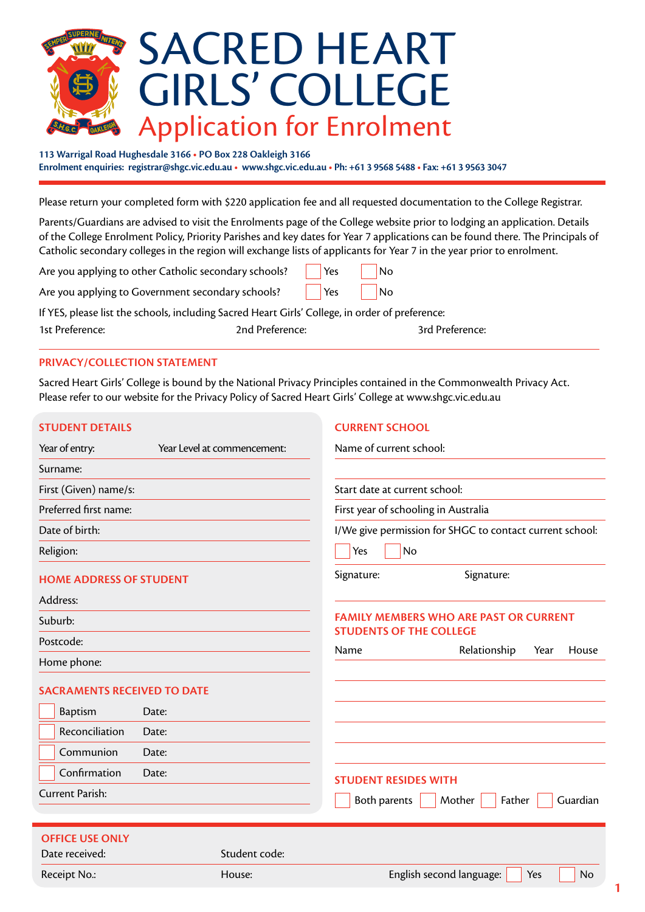# SACRED HEART GIRLS' COLLEGE

## Application for Enrolment

**113 Warrigal Road Hughesdale 3166 • PO Box 228 Oakleigh 3166**
**Enrolment enquiries: registrar@shgc.vic.edu.au • www.shgc.vic.edu.au • Ph: +61 3 9568 5488 • Fax: +61 3 9563 3047**

Please return your completed form with $220 application fee and all requested documentation to the College Registrar.

Parents/Guardians are advised to visit the Enrolments page of the College website prior to lodging an application. Details of the College Enrolment Policy, Priority Parishes and key dates for Year 7 applications can be found there. The Principals of Catholic secondary colleges in the region will exchange lists of applicants for Year 7 in the year prior to enrolment.

Are you applying to other Catholic secondary schools? ☐ Yes ☐ No

Are you applying to Government secondary schools? ☐ Yes ☐ No

If YES, please list the schools, including Sacred Heart Girls' College, in order of preference:

1st Preference: 2nd Preference: 3rd Preference:

### PRIVACY/COLLECTION STATEMENT

Sacred Heart Girls' College is bound by the National Privacy Principles contained in the Commonwealth Privacy Act. Please refer to our website for the Privacy Policy of Sacred Heart Girls' College at www.shgc.vic.edu.au

### STUDENT DETAILS

Year of entry: Year Level at commencement:

Surname:

First (Given) name/s:

Preferred first name:

Date of birth:

Religion:

### HOME ADDRESS OF STUDENT

Address:

Suburb:

Postcode:

Home phone:

### SACRAMENTS RECEIVED TO DATE

☐ Baptism Date:

☐ Reconciliation Date:

☐ Communion Date:

☐ Confirmation Date:

Current Parish:

### CURRENT SCHOOL

Name of current school:

Start date at current school:

First year of schooling in Australia

I/We give permission for SHGC to contact current school:

☐ Yes ☐ No

Signature: Signature:

### FAMILY MEMBERS WHO ARE PAST OR CURRENT STUDENTS OF THE COLLEGE

| Name | Relationship | Year | House |
|---|---|---|---|
| | | | |
| | | | |
| | | | |
| | | | |
| | | | |

### STUDENT RESIDES WITH

☐ Both parents ☐ Mother ☐ Father ☐ Guardian

### OFFICE USE ONLY

Date received: Student code:

Receipt No.: House: English second language: ☐ Yes ☐ No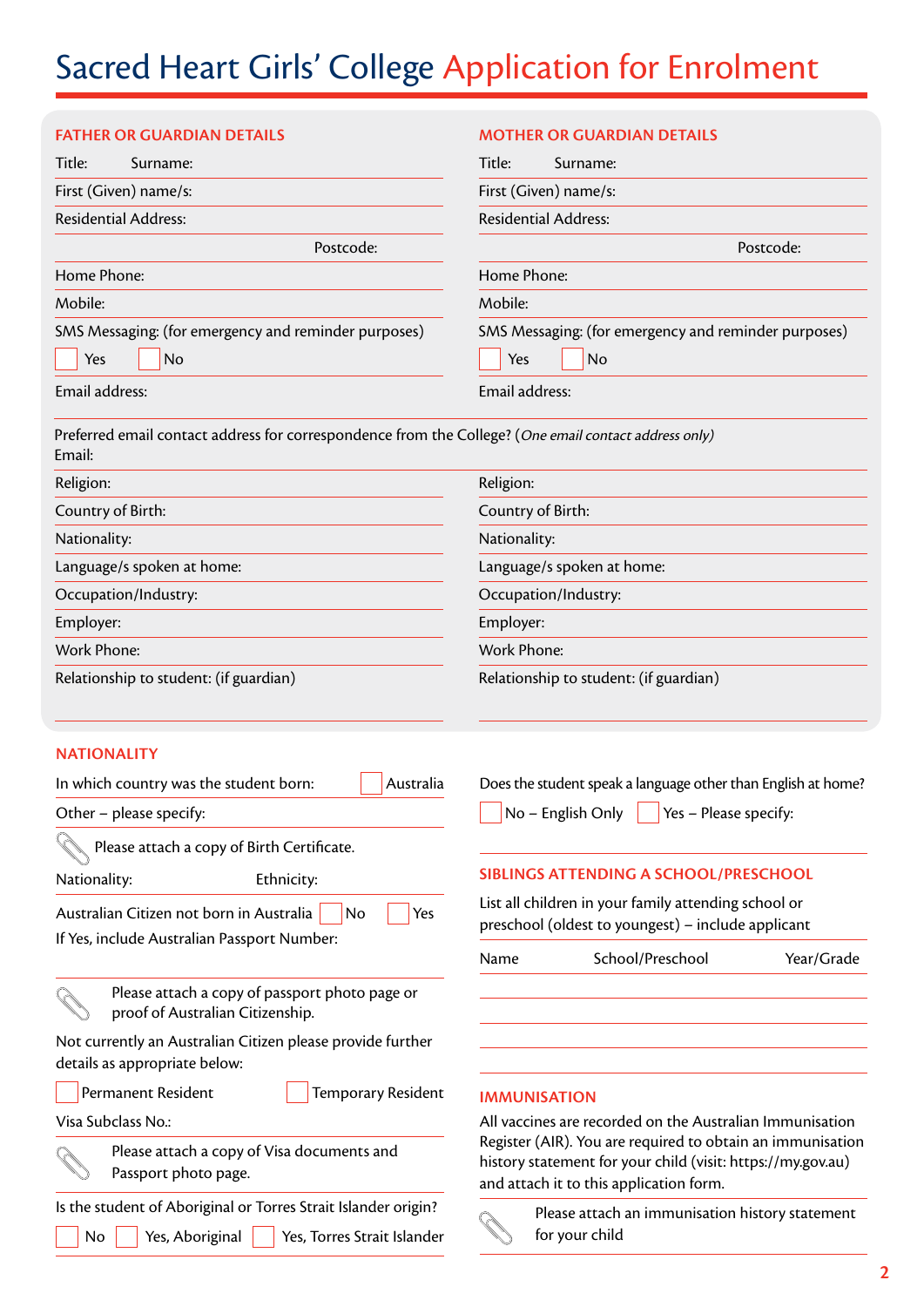# Sacred Heart Girls' College Application for Enrolment

## FATHER OR GUARDIAN DETAILS

Title: Surname:

First (Given) name/s:

Residential Address:

Postcode:

Home Phone:

Mobile:

SMS Messaging: (for emergency and reminder purposes)

☐ Yes ☐ No

Email address:

## MOTHER OR GUARDIAN DETAILS

Title: Surname:

First (Given) name/s:

Residential Address:

Postcode:

Home Phone:

Mobile:

SMS Messaging: (for emergency and reminder purposes)

☐ Yes ☐ No

Email address:

Preferred email contact address for correspondence from the College? (*One email contact address only*)
Email:

| Father or Guardian | Mother or Guardian |
|---|---|
| Religion: | Religion: |
| Country of Birth: | Country of Birth: |
| Nationality: | Nationality: |
| Language/s spoken at home: | Language/s spoken at home: |
| Occupation/Industry: | Occupation/Industry: |
| Employer: | Employer: |
| Work Phone: | Work Phone: |
| Relationship to student: (if guardian) | Relationship to student: (if guardian) |

## NATIONALITY

In which country was the student born: ☐ Australia

Other – please specify:

Please attach a copy of Birth Certificate.

Nationality: Ethnicity:

Australian Citizen not born in Australia ☐ No ☐ Yes

If Yes, include Australian Passport Number:

Please attach a copy of passport photo page or proof of Australian Citizenship.

Not currently an Australian Citizen please provide further details as appropriate below:

☐ Permanent Resident ☐ Temporary Resident

Visa Subclass No.:

Please attach a copy of Visa documents and Passport photo page.

Is the student of Aboriginal or Torres Strait Islander origin?

☐ No ☐ Yes, Aboriginal ☐ Yes, Torres Strait Islander

Does the student speak a language other than English at home?

☐ No – English Only ☐ Yes – Please specify:

## SIBLINGS ATTENDING A SCHOOL/PRESCHOOL

List all children in your family attending school or preschool (oldest to youngest) – include applicant

| Name | School/Preschool | Year/Grade |
|---|---|---|
| | | |
| | | |
| | | |
| | | |

## IMMUNISATION

All vaccines are recorded on the Australian Immunisation Register (AIR). You are required to obtain an immunisation history statement for your child (visit: https://my.gov.au) and attach it to this application form.

Please attach an immunisation history statement for your child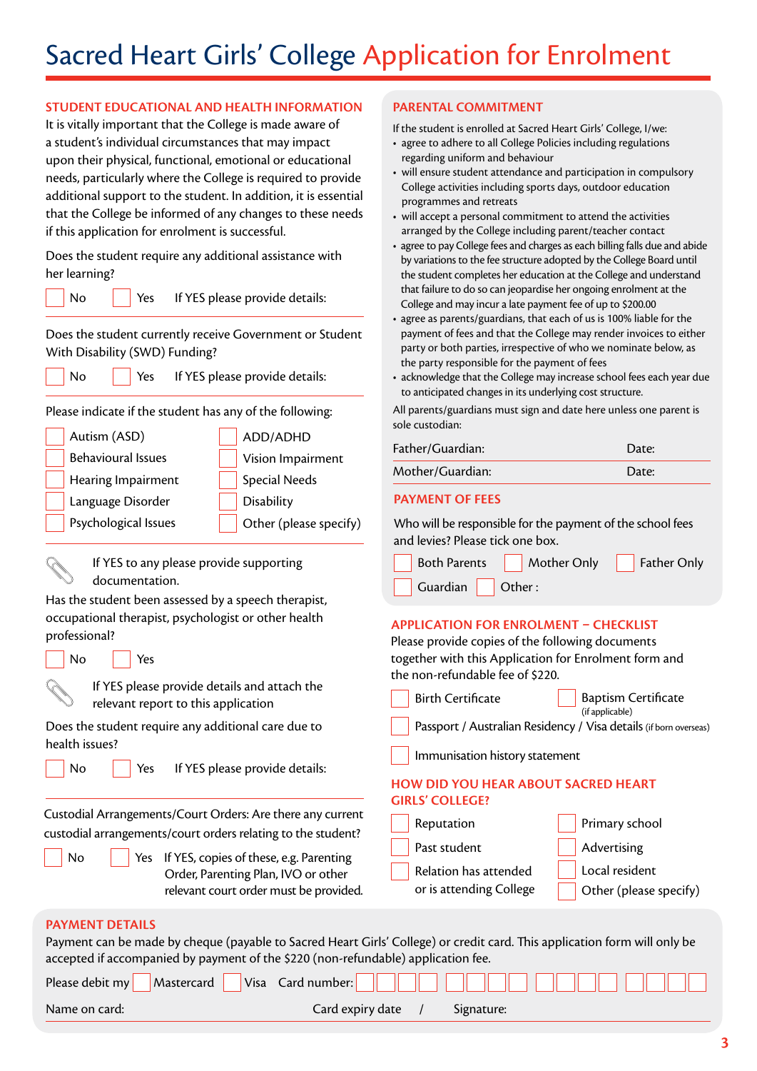# Sacred Heart Girls' College Application for Enrolment

## STUDENT EDUCATIONAL AND HEALTH INFORMATION

It is vitally important that the College is made aware of a student's individual circumstances that may impact upon their physical, functional, emotional or educational needs, particularly where the College is required to provide additional support to the student. In addition, it is essential that the College be informed of any changes to these needs if this application for enrolment is successful.

Does the student require any additional assistance with her learning?

☐ No ☐ Yes If YES please provide details:

Does the student currently receive Government or Student With Disability (SWD) Funding?

☐ No ☐ Yes If YES please provide details:

Please indicate if the student has any of the following:

- ☐ Autism (ASD)
- ☐ Behavioural Issues
- ☐ Hearing Impairment
- ☐ Language Disorder
- ☐ Psychological Issues
- ☐ ADD/ADHD
- ☐ Vision Impairment
- ☐ Special Needs
- ☐ Disability
- ☐ Other (please specify)

If YES to any please provide supporting documentation.

Has the student been assessed by a speech therapist, occupational therapist, psychologist or other health professional?

☐ No ☐ Yes

If YES please provide details and attach the relevant report to this application

Does the student require any additional care due to health issues?

☐ No ☐ Yes If YES please provide details:

Custodial Arrangements/Court Orders: Are there any current custodial arrangements/court orders relating to the student?

☐ No ☐ Yes If YES, copies of these, e.g. Parenting Order, Parenting Plan, IVO or other relevant court order must be provided.

## PARENTAL COMMITMENT

If the student is enrolled at Sacred Heart Girls' College, I/we:

- agree to adhere to all College Policies including regulations regarding uniform and behaviour
- will ensure student attendance and participation in compulsory College activities including sports days, outdoor education programmes and retreats
- will accept a personal commitment to attend the activities arranged by the College including parent/teacher contact
- agree to pay College fees and charges as each billing falls due and abide by variations to the fee structure adopted by the College Board until the student completes her education at the College and understand that failure to do so can jeopardise her ongoing enrolment at the College and may incur a late payment fee of up to $200.00
- agree as parents/guardians, that each of us is 100% liable for the payment of fees and that the College may render invoices to either party or both parties, irrespective of who we nominate below, as the party responsible for the payment of fees
- acknowledge that the College may increase school fees each year due to anticipated changes in its underlying cost structure.

All parents/guardians must sign and date here unless one parent is sole custodian:

Father/Guardian: Date:

Mother/Guardian: Date:

## PAYMENT OF FEES

Who will be responsible for the payment of the school fees and levies? Please tick one box.

☐ Both Parents ☐ Mother Only ☐ Father Only
☐ Guardian ☐ Other :

## APPLICATION FOR ENROLMENT – CHECKLIST

Please provide copies of the following documents together with this Application for Enrolment form and the non-refundable fee of $220.

- ☐ Birth Certificate
- ☐ Baptism Certificate (if applicable)
- ☐ Passport / Australian Residency / Visa details (if born overseas)
- ☐ Immunisation history statement

## HOW DID YOU HEAR ABOUT SACRED HEART GIRLS' COLLEGE?

- ☐ Reputation
- ☐ Past student
- ☐ Relation has attended or is attending College
- ☐ Primary school
- ☐ Advertising
- ☐ Local resident
- ☐ Other (please specify)

## PAYMENT DETAILS

Payment can be made by cheque (payable to Sacred Heart Girls' College) or credit card. This application form will only be accepted if accompanied by payment of the $220 (non-refundable) application fee.

Please debit my ☐ Mastercard ☐ Visa Card number: ☐☐☐☐ ☐☐☐☐ ☐☐☐☐ ☐☐☐☐

Name on card: Card expiry date / Signature: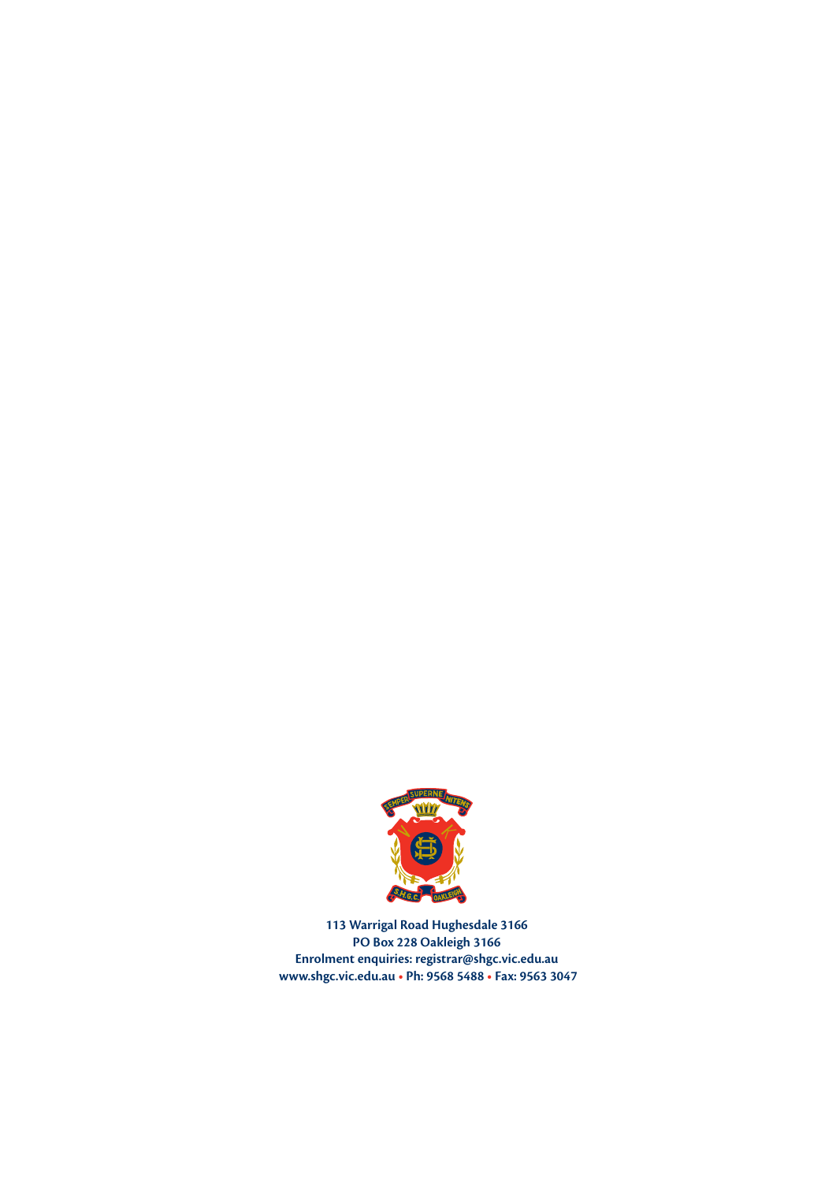113 Warrigal Road Hughesdale 3166
PO Box 228 Oakleigh 3166
Enrolment enquiries: registrar@shgc.vic.edu.au
www.shgc.vic.edu.au • Ph: 9568 5488 • Fax: 9563 3047